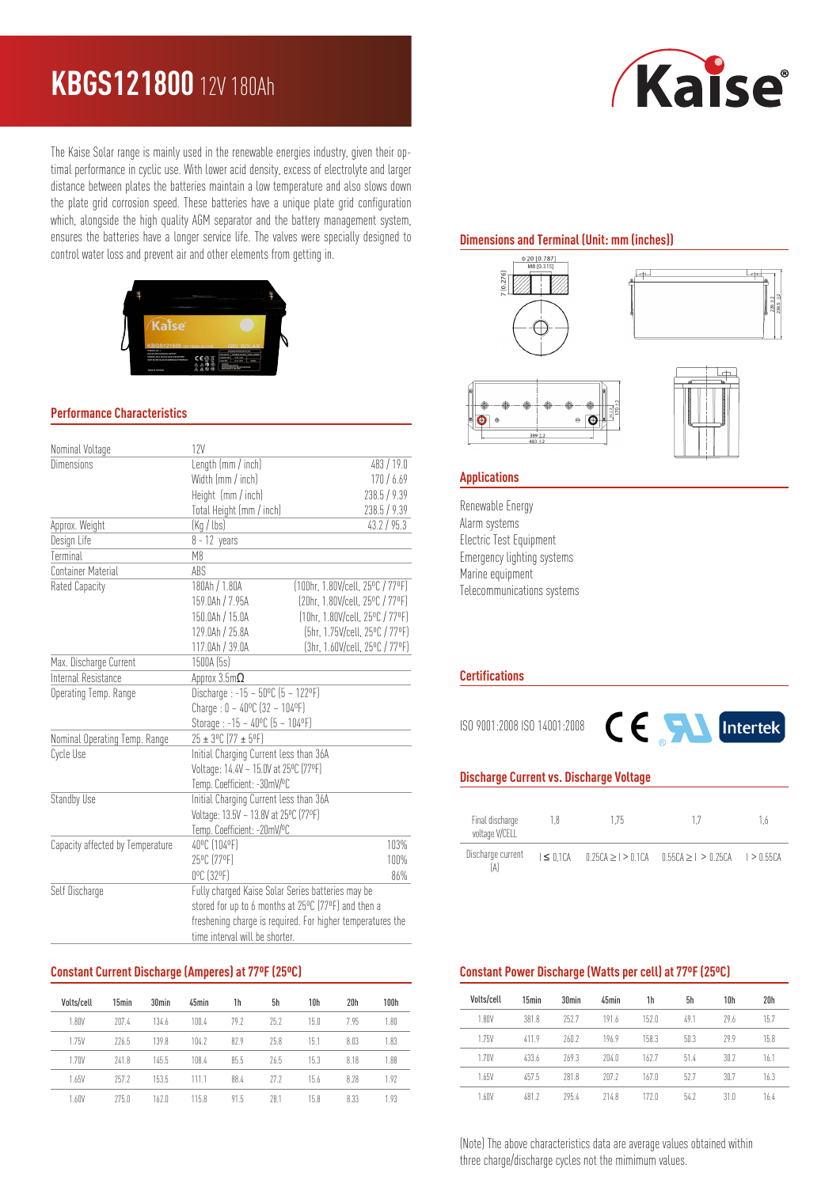# KBGS121800 12V 180Ah

The Kaise Solar range is mainly used in the renewable energies industry, given their optimal performance in cyclic use. With lower acid density, excess of electrolyte and larger distance between plates the batteries maintain a low temperature and also slows down the plate grid corrosion speed. These batteries have a unique plate grid configuration which, alongside the high quality AGM separator and the battery management system, ensures the batteries have a longer service life. The valves were specially designed to control water loss and prevent air and other elements from getting in.

## Performance Characteristics

| | | |
|---|---|---|
| Nominal Voltage | 12V | |
| Dimensions | Length (mm / inch) | 483 / 19.0 |
| | Width (mm / inch) | 170 / 6.69 |
| | Height (mm / inch) | 238.5 / 9.39 |
| | Total Height (mm / inch) | 238.5 / 9.39 |
| Approx. Weight | (Kg / lbs) | 43.2 / 95.3 |
| Design Life | 8 - 12 years | |
| Terminal | M8 | |
| Container Material | ABS | |
| Rated Capacity | 180Ah / 1.80A | (100hr, 1.80V/cell, 25ºC / 77ºF) |
| | 159.0Ah / 7.95A | (20hr, 1.80V/cell, 25ºC / 77ºF) |
| | 150.0Ah / 15.0A | (10hr, 1.80V/cell, 25ºC / 77ºF) |
| | 129.0Ah / 25.8A | (5hr, 1.75V/cell, 25ºC / 77ºF) |
| | 117.0Ah / 39.0A | (3hr, 1.60V/cell, 25ºC / 77ºF) |
| Max. Discharge Current | 1500A (5s) | |
| Internal Resistance | Approx 3.5mΩ | |
| Operating Temp. Range | Discharge : -15 ~ 50ºC (5 ~ 122ºF) | |
| | Charge : 0 ~ 40ºC (32 ~ 104ºF) | |
| | Storage : -15 ~ 40ºC (5 ~ 104ºF) | |
| Nominal Operating Temp. Range | 25 ± 3ºC (77 ± 5ºF) | |
| Cycle Use | Initial Charging Current less than 36A | |
| | Voltage: 14.4V ~ 15.0V at 25ºC (77ºF) | |
| | Temp. Coefficient: -30mV/ºC | |
| Standby Use | Initial Charging Current less than 36A | |
| | Voltage: 13.5V ~ 13.8V at 25ºC (77ºF) | |
| | Temp. Coefficient: -20mV/ºC | |
| Capacity affected by Temperature | 40ºC (104ºF) | 103% |
| | 25ºC (77ºF) | 100% |
| | 0ºC (32ºF) | 86% |
| Self Discharge | Fully charged Kaise Solar Series batteries may be stored for up to 6 months at 25ºC (77ºF) and then a freshening charge is required. For higher temperatures the time interval will be shorter. | |

## Dimensions and Terminal (Unit: mm (inches))

## Applications

Renewable Energy
Alarm systems
Electric Test Equipment
Emergency lighting systems
Marine equipment
Telecommunications systems

## Certifications

ISO 9001:2008 ISO 14001:2008

## Discharge Current vs. Discharge Voltage

| Final discharge voltage V/CELL | 1,8 | 1,75 | 1,7 | 1,6 |
|---|---|---|---|---|
| Discharge current (A) | I ≤ 0,1CA | 0.25CA ≥ I > 0.1CA | 0.55CA ≥ I > 0.25CA | I > 0.55CA |

## Constant Current Discharge (Amperes) at 77ºF (25ºC)

| Volts/cell | 15min | 30min | 45min | 1h | 5h | 10h | 20h | 100h |
|---|---|---|---|---|---|---|---|---|
| 1.80V | 207.4 | 134.6 | 100.4 | 79.2 | 25.2 | 15.0 | 7.95 | 1.80 |
| 1.75V | 226.5 | 139.8 | 104.2 | 82.9 | 25.8 | 15.1 | 8.03 | 1.83 |
| 1.70V | 241.8 | 145.5 | 108.4 | 85.5 | 26.5 | 15.3 | 8.18 | 1.88 |
| 1.65V | 257.2 | 153.5 | 111.1 | 88.4 | 27.2 | 15.6 | 8.28 | 1.92 |
| 1.60V | 275.0 | 162.0 | 115.8 | 91.5 | 28.1 | 15.8 | 8.33 | 1.93 |

## Constant Power Discharge (Watts per cell) at 77ºF (25ºC)

| Volts/cell | 15min | 30min | 45min | 1h | 5h | 10h | 20h |
|---|---|---|---|---|---|---|---|
| 1.80V | 381.8 | 252.7 | 191.6 | 152.0 | 49.1 | 29.6 | 15.7 |
| 1.75V | 411.9 | 260.2 | 196.9 | 158.3 | 50.3 | 29.9 | 15.8 |
| 1.70V | 433.6 | 269.3 | 204.0 | 162.7 | 51.4 | 30.2 | 16.1 |
| 1.65V | 457.5 | 281.8 | 207.2 | 167.0 | 52.7 | 30.7 | 16.3 |
| 1.60V | 481.2 | 295.4 | 214.8 | 172.0 | 54.2 | 31.0 | 16.4 |

(Note) The above characteristics data are average values obtained within three charge/discharge cycles not the mimimum values.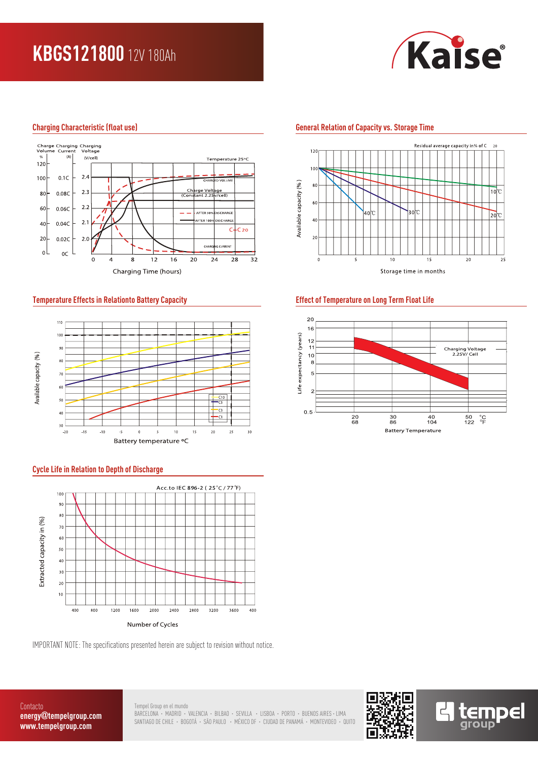# KBGS121800 12V 180Ah

Kaise

## Charging Characteristic (float use)

Charge Volume %
Charging Current (A)
Charging Voltage (V/cell)

120
100 0.1C 2.4
80 0.08C 2.3
60 0.06C 2.2
40 0.04C 2.1
20 0.02C 2.0
0 0C

Temperature 25°C
CHARGED VOLUME
Charge Voltage (Constant 2.25v/cell)
AFTER 50% DISCHARGE
AFTER 100% DISCHARGE
C=C 20
CHARGING CURRENT

0 4 8 12 16 20 24 28 32

Charging Time (hours)

## General Relation of Capacity vs. Storage Time

Residual average capacity in% of C 20

Available capacity (%)

120
100
80
60
40
20

10℃
20℃
30℃
40℃

0 5 10 15 20 25

Storage time in months

## Temperature Effects in Relationto Battery Capacity

Available capacity (%)

110
100
90
80
70
60
50
40
30

C10
C5
C3
C1

-20 -15 -10 -5 0 5 10 15 20 25 30

Battery temperature °C

## Effect of Temperature on Long Term Float Life

Life expectancy (years)

20
16
12
11
10
8
5
2
0.5

Charging Voltage 2.25V/ Cell

20 30 40 50 °C
68 86 104 122 °F

Battery Temperature

## Cycle Life in Relation to Depth of Discharge

Acc.to IEC 896-2 ( 25˚C / 77˚F)

Extracted capacity in (%)

100
90
80
70
60
50
40
30
20
10

400 800 1200 1600 2000 2400 2800 3200 3600 400

Number of Cycles

IMPORTANT NOTE: The specifications presented herein are subject to revision without notice.

Contacto
**energy@tempelgroup.com**
**www.tempelgroup.com**

Tempel Group en el mundo
BARCELONA · MADRID · VALENCIA · BILBAO · SEVILLA · LISBOA · PORTO · BUENOS AIRES · LIMA
SANTIAGO DE CHILE · BOGOTÁ · SÃO PAULO · MÉXICO DF · CIUDAD DE PANAMÁ · MONTEVIDEO · QUITO

tempel group